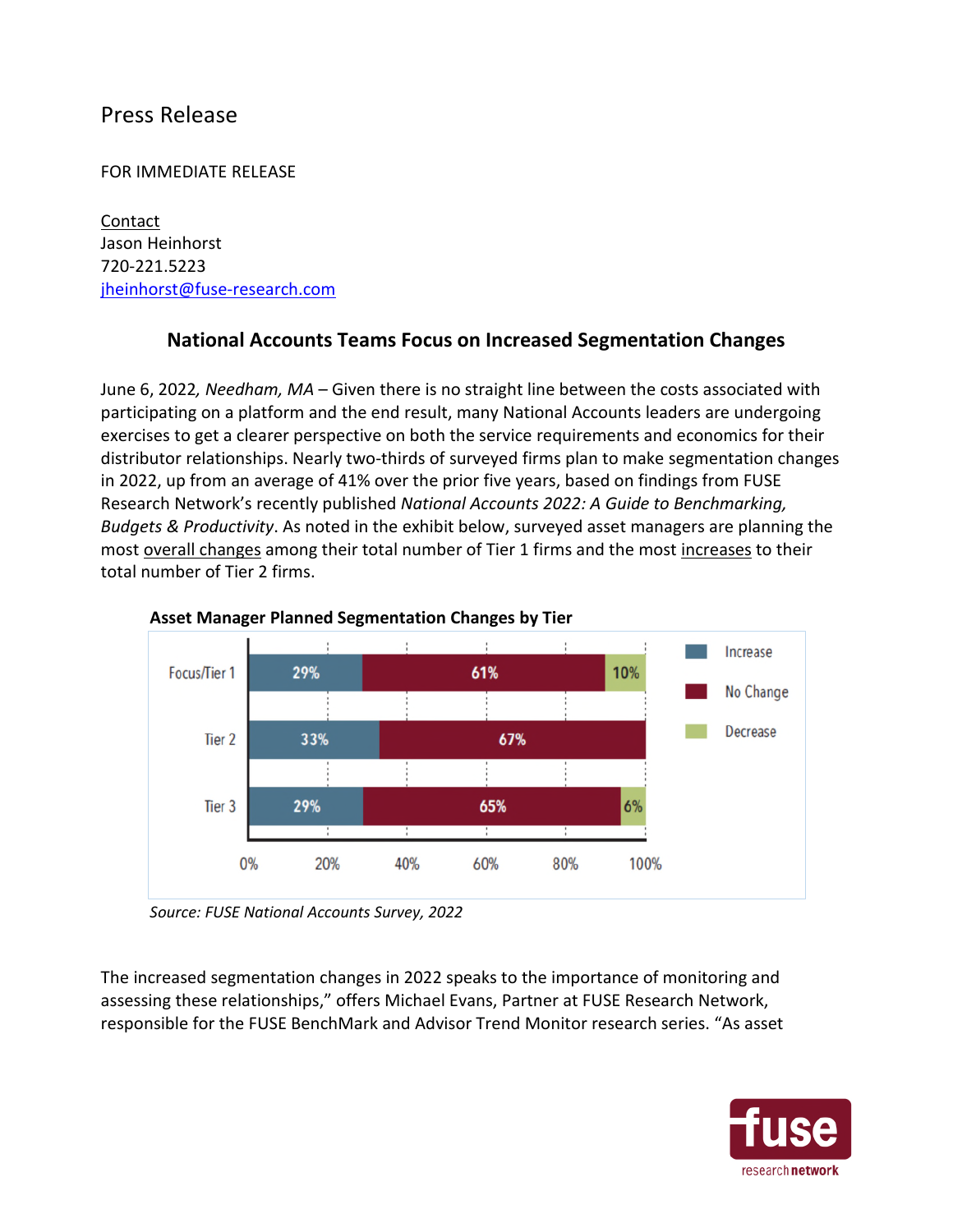# Press Release

FOR IMMEDIATE RELEASE

Contact
Jason Heinhorst
720-221.5223
jheinhorst@fuse-research.com

## National Accounts Teams Focus on Increased Segmentation Changes

June 6, 2022*, Needham, MA* – Given there is no straight line between the costs associated with participating on a platform and the end result, many National Accounts leaders are undergoing exercises to get a clearer perspective on both the service requirements and economics for their distributor relationships. Nearly two-thirds of surveyed firms plan to make segmentation changes in 2022, up from an average of 41% over the prior five years, based on findings from FUSE Research Network's recently published *National Accounts 2022: A Guide to Benchmarking, Budgets & Productivity*. As noted in the exhibit below, surveyed asset managers are planning the most overall changes among their total number of Tier 1 firms and the most increases to their total number of Tier 2 firms.

**Asset Manager Planned Segmentation Changes by Tier**

| | Increase | No Change | Decrease |
|---|---|---|---|
| Focus/Tier 1 | 29% | 61% | 10% |
| Tier 2 | 33% | 67% | |
| Tier 3 | 29% | 65% | 6% |

*Source: FUSE National Accounts Survey, 2022*

The increased segmentation changes in 2022 speaks to the importance of monitoring and assessing these relationships," offers Michael Evans, Partner at FUSE Research Network, responsible for the FUSE BenchMark and Advisor Trend Monitor research series. "As asset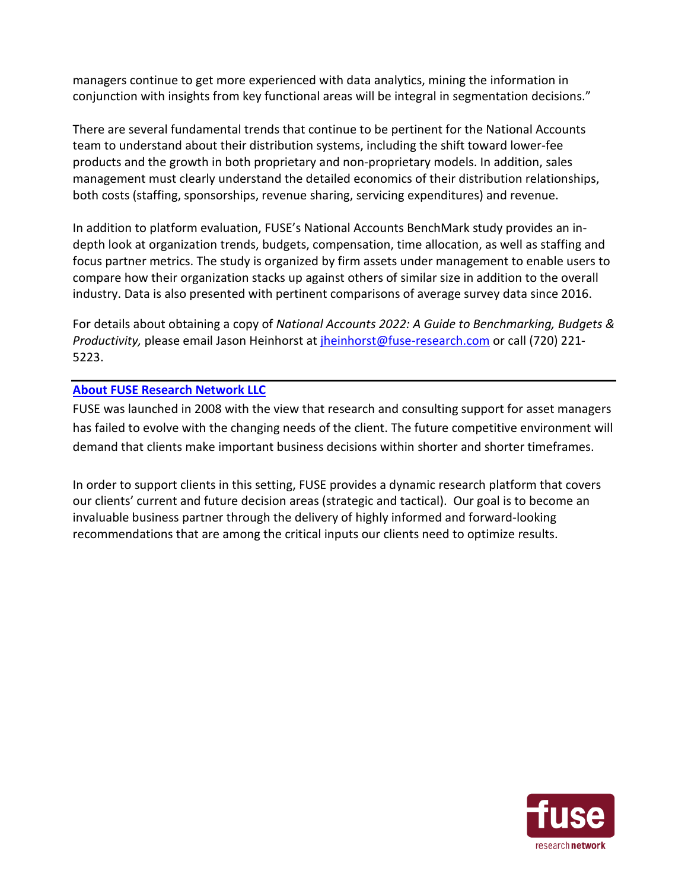managers continue to get more experienced with data analytics, mining the information in conjunction with insights from key functional areas will be integral in segmentation decisions."

There are several fundamental trends that continue to be pertinent for the National Accounts team to understand about their distribution systems, including the shift toward lower-fee products and the growth in both proprietary and non-proprietary models. In addition, sales management must clearly understand the detailed economics of their distribution relationships, both costs (staffing, sponsorships, revenue sharing, servicing expenditures) and revenue.

In addition to platform evaluation, FUSE's National Accounts BenchMark study provides an in-depth look at organization trends, budgets, compensation, time allocation, as well as staffing and focus partner metrics. The study is organized by firm assets under management to enable users to compare how their organization stacks up against others of similar size in addition to the overall industry. Data is also presented with pertinent comparisons of average survey data since 2016.

For details about obtaining a copy of *National Accounts 2022: A Guide to Benchmarking, Budgets & Productivity,* please email Jason Heinhorst at jheinhorst@fuse-research.com or call (720) 221-5223.

---

**About FUSE Research Network LLC**

FUSE was launched in 2008 with the view that research and consulting support for asset managers has failed to evolve with the changing needs of the client. The future competitive environment will demand that clients make important business decisions within shorter and shorter timeframes.

In order to support clients in this setting, FUSE provides a dynamic research platform that covers our clients' current and future decision areas (strategic and tactical). Our goal is to become an invaluable business partner through the delivery of highly informed and forward-looking recommendations that are among the critical inputs our clients need to optimize results.